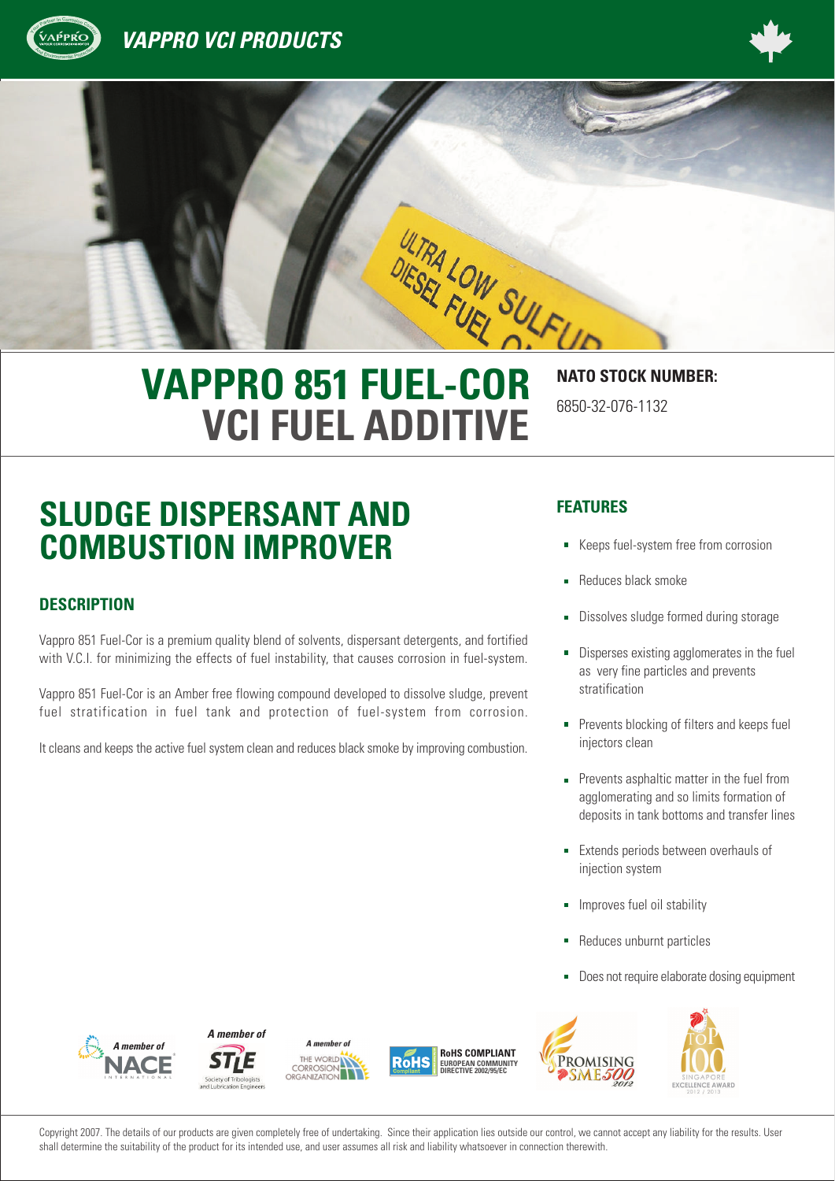# VAPPRO VCI PRODUCTS

# VAPPRO 851 FUEL-COR VCI FUEL ADDITIVE

**NATO STOCK NUMBER:**

6850-32-076-1132

## SLUDGE DISPERSANT AND COMBUSTION IMPROVER

### DESCRIPTION

Vappro 851 Fuel-Cor is a premium quality blend of solvents, dispersant detergents, and fortified with V.C.I. for minimizing the effects of fuel instability, that causes corrosion in fuel-system.

Vappro 851 Fuel-Cor is an Amber free flowing compound developed to dissolve sludge, prevent fuel stratification in fuel tank and protection of fuel-system from corrosion.

It cleans and keeps the active fuel system clean and reduces black smoke by improving combustion.

### FEATURES

- Keeps fuel-system free from corrosion
- Reduces black smoke
- Dissolves sludge formed during storage
- Disperses existing agglomerates in the fuel as very fine particles and prevents stratification
- Prevents blocking of filters and keeps fuel injectors clean
- Prevents asphaltic matter in the fuel from agglomerating and so limits formation of deposits in tank bottoms and transfer lines
- Extends periods between overhauls of injection system
- Improves fuel oil stability
- Reduces unburnt particles
- Does not require elaborate dosing equipment

A member of NACE International · A member of STLE Society of Tribologists and Lubrication Engineers · A member of The World Corrosion Organization · RoHS Compliant European Community Directive 2002/95/EC · Promising SME500 2012 · Singapore Top 100 Excellence Award 2012 / 2013

Copyright 2007. The details of our products are given completely free of undertaking. Since their application lies outside our control, we cannot accept any liability for the results. User shall determine the suitability of the product for its intended use, and user assumes all risk and liability whatsoever in connection therewith.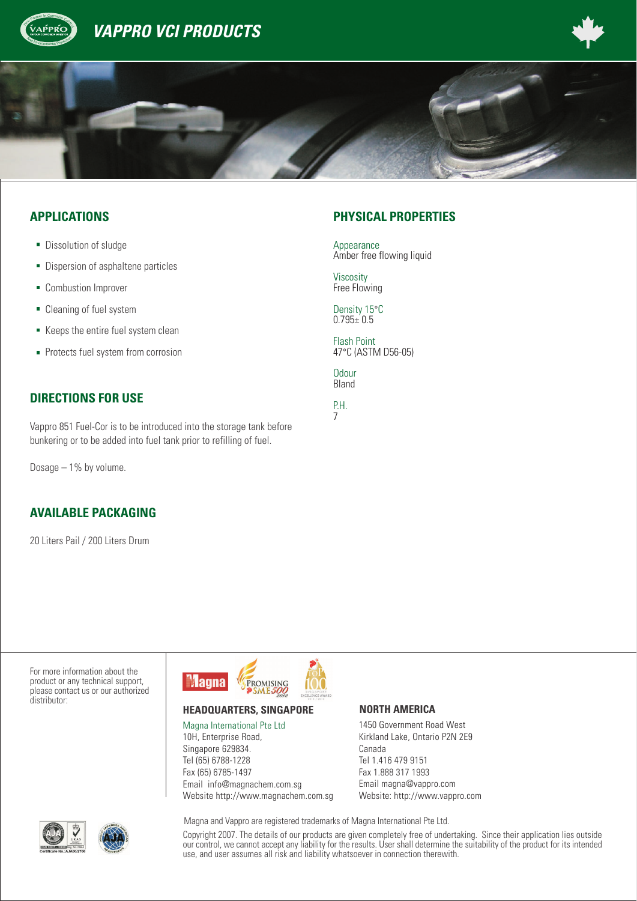# VAPPRO VCI PRODUCTS

## APPLICATIONS

- Dissolution of sludge
- Dispersion of asphaltene particles
- Combustion Improver
- Cleaning of fuel system
- Keeps the entire fuel system clean
- Protects fuel system from corrosion

## DIRECTIONS FOR USE

Vappro 851 Fuel-Cor is to be introduced into the storage tank before bunkering or to be added into fuel tank prior to refilling of fuel.

Dosage – 1% by volume.

## AVAILABLE PACKAGING

20 Liters Pail / 200 Liters Drum

## PHYSICAL PROPERTIES

Appearance
Amber free flowing liquid

Viscosity
Free Flowing

Density 15°C
0.795± 0.5

Flash Point
47°C (ASTM D56-05)

Odour
Bland

P.H.
7

For more information about the product or any technical support, please contact us or our authorized distributor:

### HEADQUARTERS, SINGAPORE

Magna International Pte Ltd
10H, Enterprise Road,
Singapore 629834.
Tel (65) 6788-1228
Fax (65) 6785-1497
Email info@magnachem.com.sg
Website http://www.magnachem.com.sg

### NORTH AMERICA

1450 Government Road West
Kirkland Lake, Ontario P2N 2E9
Canada
Tel 1.416 479 9151
Fax 1.888 317 1993
Email magna@vappro.com
Website: http://www.vappro.com

Magna and Vappro are registered trademarks of Magna International Pte Ltd.

Copyright 2007. The details of our products are given completely free of undertaking. Since their application lies outside our control, we cannot accept any liability for the results. User shall determine the suitability of the product for its intended use, and user assumes all risk and liability whatsoever in connection therewith.